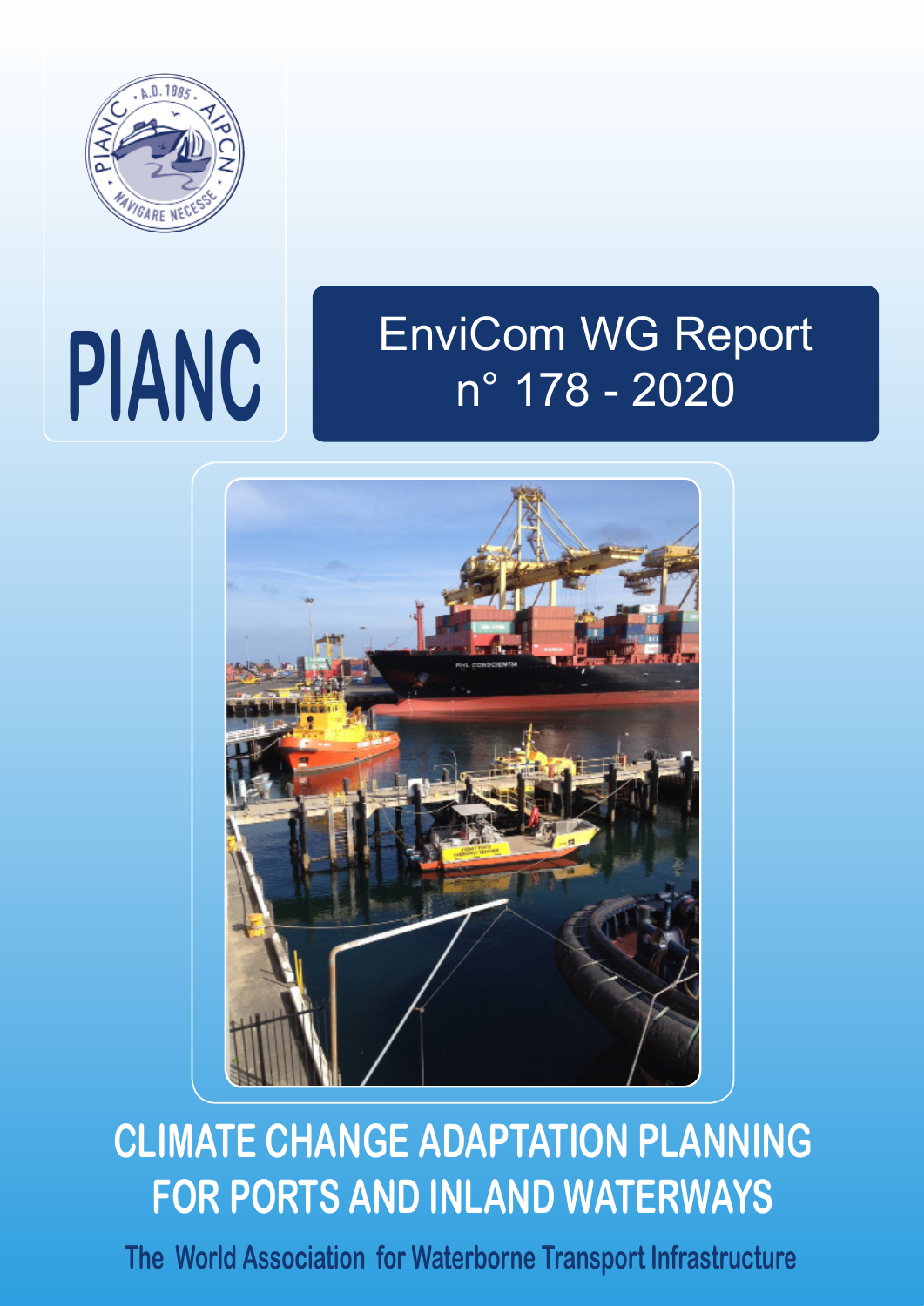PIANC

EnviCom WG Report
n° 178 - 2020

# CLIMATE CHANGE ADAPTATION PLANNING FOR PORTS AND INLAND WATERWAYS

The World Association for Waterborne Transport Infrastructure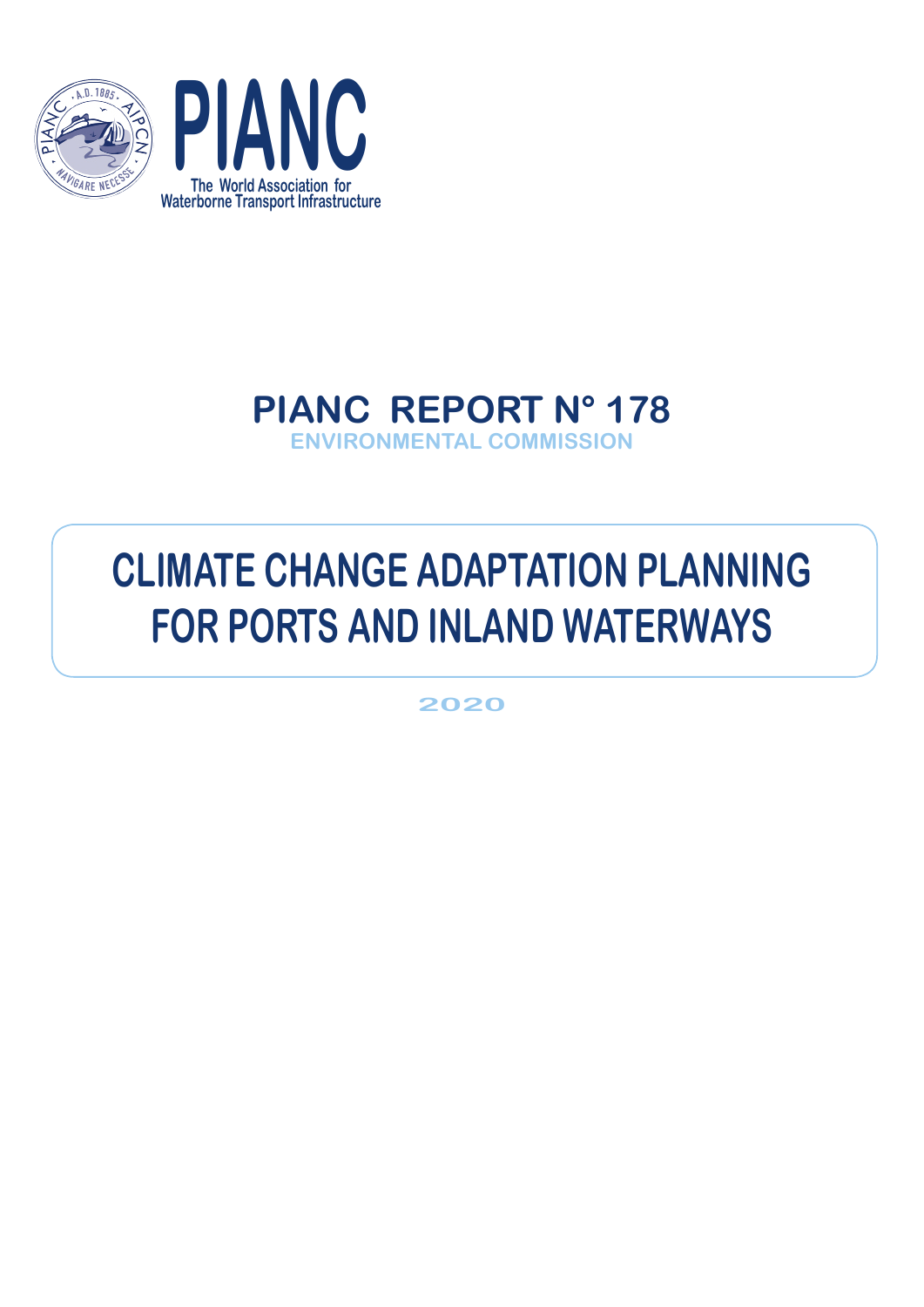PIANC

The World Association for Waterborne Transport Infrastructure

# PIANC REPORT N° 178

ENVIRONMENTAL COMMISSION

# CLIMATE CHANGE ADAPTATION PLANNING FOR PORTS AND INLAND WATERWAYS

2020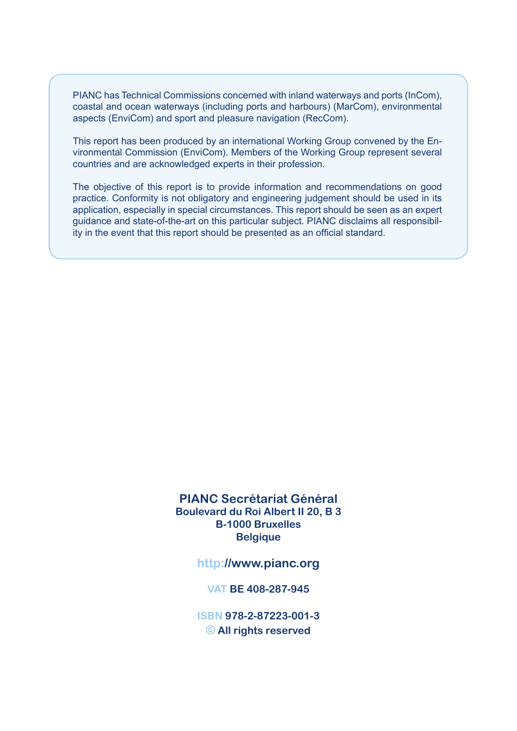PIANC has Technical Commissions concerned with inland waterways and ports (InCom), coastal and ocean waterways (including ports and harbours) (MarCom), environmental aspects (EnviCom) and sport and pleasure navigation (RecCom).

This report has been produced by an international Working Group convened by the Environmental Commission (EnviCom). Members of the Working Group represent several countries and are acknowledged experts in their profession.

The objective of this report is to provide information and recommendations on good practice. Conformity is not obligatory and engineering judgement should be used in its application, especially in special circumstances. This report should be seen as an expert guidance and state-of-the-art on this particular subject. PIANC disclaims all responsibility in the event that this report should be presented as an official standard.

**PIANC Secrétariat Général**
**Boulevard du Roi Albert II 20, B 3**
**B-1000 Bruxelles**
**Belgique**

**http://www.pianc.org**

**VAT BE 408-287-945**

**ISBN 978-2-87223-001-3**
**© All rights reserved**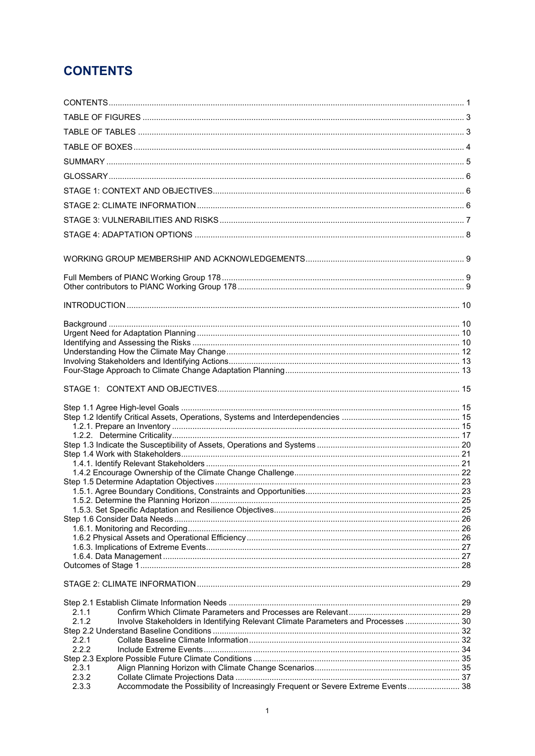# CONTENTS

CONTENTS ........ 1
TABLE OF FIGURES ........ 3
TABLE OF TABLES ........ 3
TABLE OF BOXES ........ 4
SUMMARY ........ 5
GLOSSARY ........ 6
STAGE 1: CONTEXT AND OBJECTIVES ........ 6
STAGE 2: CLIMATE INFORMATION ........ 6
STAGE 3: VULNERABILITIES AND RISKS ........ 7
STAGE 4: ADAPTATION OPTIONS ........ 8

WORKING GROUP MEMBERSHIP AND ACKNOWLEDGEMENTS ........ 9

Full Members of PIANC Working Group 178 ........ 9
Other contributors to PIANC Working Group 178 ........ 9

INTRODUCTION ........ 10

Background ........ 10
Urgent Need for Adaptation Planning ........ 10
Identifying and Assessing the Risks ........ 10
Understanding How the Climate May Change ........ 12
Involving Stakeholders and Identifying Actions ........ 13
Four-Stage Approach to Climate Change Adaptation Planning ........ 13

STAGE 1: CONTEXT AND OBJECTIVES ........ 15

Step 1.1 Agree High-level Goals ........ 15
Step 1.2 Identify Critical Assets, Operations, Systems and Interdependencies ........ 15
- 1.2.1. Prepare an Inventory ........ 15
- 1.2.2. Determine Criticality ........ 17

Step 1.3 Indicate the Susceptibility of Assets, Operations and Systems ........ 20
Step 1.4 Work with Stakeholders ........ 21
- 1.4.1. Identify Relevant Stakeholders ........ 21
- 1.4.2 Encourage Ownership of the Climate Change Challenge ........ 22

Step 1.5 Determine Adaptation Objectives ........ 23
- 1.5.1. Agree Boundary Conditions, Constraints and Opportunities ........ 23
- 1.5.2. Determine the Planning Horizon ........ 25
- 1.5.3. Set Specific Adaptation and Resilience Objectives ........ 25

Step 1.6 Consider Data Needs ........ 26
- 1.6.1. Monitoring and Recording ........ 26
- 1.6.2 Physical Assets and Operational Efficiency ........ 26
- 1.6.3. Implications of Extreme Events ........ 27
- 1.6.4. Data Management ........ 27

Outcomes of Stage 1 ........ 28

STAGE 2: CLIMATE INFORMATION ........ 29

Step 2.1 Establish Climate Information Needs ........ 29
- 2.1.1 Confirm Which Climate Parameters and Processes are Relevant ........ 29
- 2.1.2 Involve Stakeholders in Identifying Relevant Climate Parameters and Processes ........ 30

Step 2.2 Understand Baseline Conditions ........ 32
- 2.2.1 Collate Baseline Climate Information ........ 32
- 2.2.2 Include Extreme Events ........ 34

Step 2.3 Explore Possible Future Climate Conditions ........ 35
- 2.3.1 Align Planning Horizon with Climate Change Scenarios ........ 35
- 2.3.2 Collate Climate Projections Data ........ 37
- 2.3.3 Accommodate the Possibility of Increasingly Frequent or Severe Extreme Events ........ 38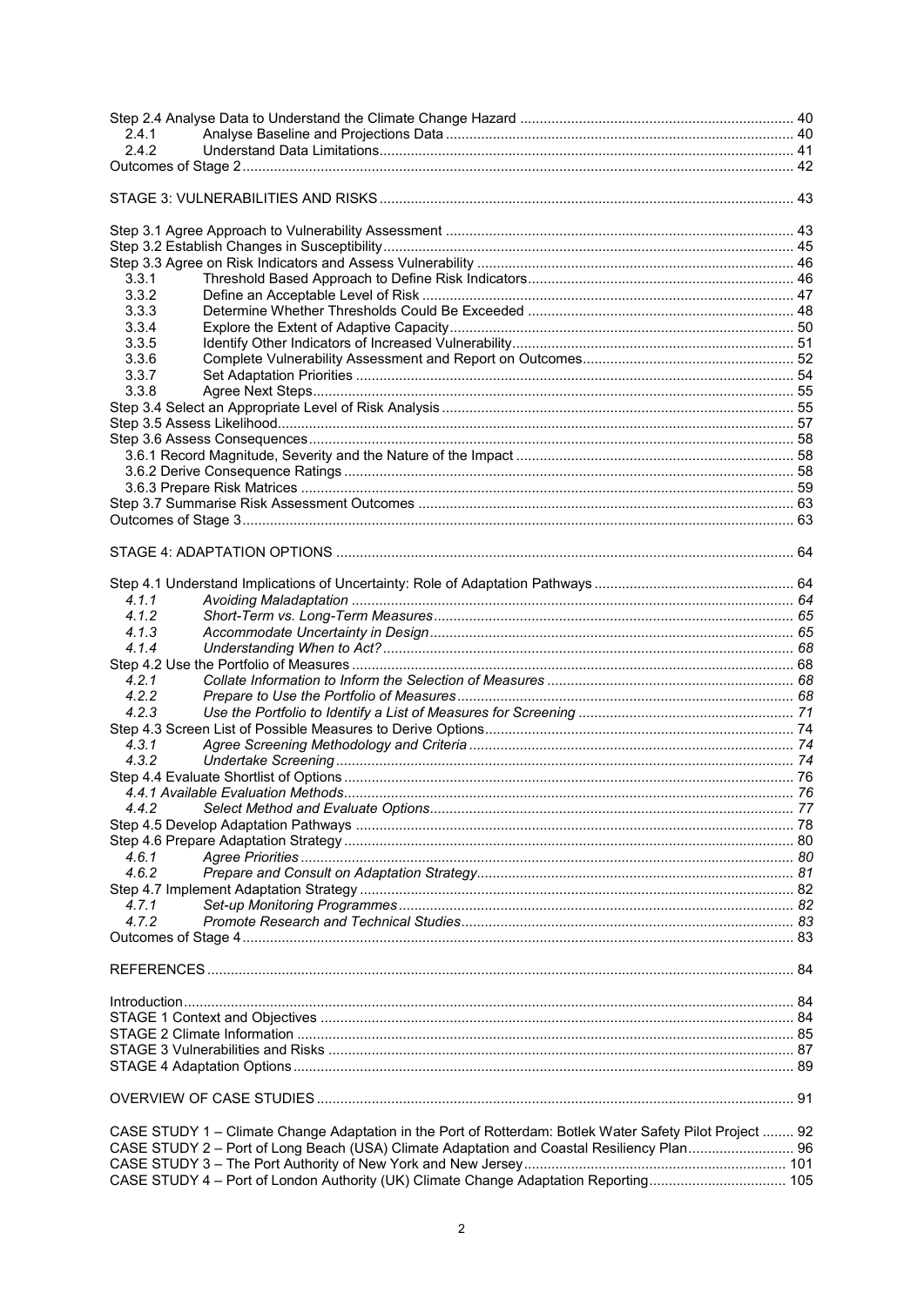Step 2.4 Analyse Data to Understand the Climate Change Hazard ..... 40
2.4.1 Analyse Baseline and Projections Data ..... 40
2.4.2 Understand Data Limitations ..... 41
Outcomes of Stage 2 ..... 42

STAGE 3: VULNERABILITIES AND RISKS ..... 43

Step 3.1 Agree Approach to Vulnerability Assessment ..... 43
Step 3.2 Establish Changes in Susceptibility ..... 45
Step 3.3 Agree on Risk Indicators and Assess Vulnerability ..... 46
3.3.1 Threshold Based Approach to Define Risk Indicators ..... 46
3.3.2 Define an Acceptable Level of Risk ..... 47
3.3.3 Determine Whether Thresholds Could Be Exceeded ..... 48
3.3.4 Explore the Extent of Adaptive Capacity ..... 50
3.3.5 Identify Other Indicators of Increased Vulnerability ..... 51
3.3.6 Complete Vulnerability Assessment and Report on Outcomes ..... 52
3.3.7 Set Adaptation Priorities ..... 54
3.3.8 Agree Next Steps ..... 55
Step 3.4 Select an Appropriate Level of Risk Analysis ..... 55
Step 3.5 Assess Likelihood ..... 57
Step 3.6 Assess Consequences ..... 58
3.6.1 Record Magnitude, Severity and the Nature of the Impact ..... 58
3.6.2 Derive Consequence Ratings ..... 58
3.6.3 Prepare Risk Matrices ..... 59
Step 3.7 Summarise Risk Assessment Outcomes ..... 63
Outcomes of Stage 3 ..... 63

STAGE 4: ADAPTATION OPTIONS ..... 64

Step 4.1 Understand Implications of Uncertainty: Role of Adaptation Pathways ..... 64
*4.1.1 Avoiding Maladaptation ..... 64*
*4.1.2 Short-Term vs. Long-Term Measures ..... 65*
*4.1.3 Accommodate Uncertainty in Design ..... 65*
*4.1.4 Understanding When to Act? ..... 68*
Step 4.2 Use the Portfolio of Measures ..... 68
*4.2.1 Collate Information to Inform the Selection of Measures ..... 68*
*4.2.2 Prepare to Use the Portfolio of Measures ..... 68*
*4.2.3 Use the Portfolio to Identify a List of Measures for Screening ..... 71*
Step 4.3 Screen List of Possible Measures to Derive Options ..... 74
*4.3.1 Agree Screening Methodology and Criteria ..... 74*
*4.3.2 Undertake Screening ..... 74*
Step 4.4 Evaluate Shortlist of Options ..... 76
*4.4.1 Available Evaluation Methods ..... 76*
*4.4.2 Select Method and Evaluate Options ..... 77*
Step 4.5 Develop Adaptation Pathways ..... 78
Step 4.6 Prepare Adaptation Strategy ..... 80
*4.6.1 Agree Priorities ..... 80*
*4.6.2 Prepare and Consult on Adaptation Strategy ..... 81*
Step 4.7 Implement Adaptation Strategy ..... 82
*4.7.1 Set-up Monitoring Programmes ..... 82*
*4.7.2 Promote Research and Technical Studies ..... 83*
Outcomes of Stage 4 ..... 83

REFERENCES ..... 84

Introduction ..... 84
STAGE 1 Context and Objectives ..... 84
STAGE 2 Climate Information ..... 85
STAGE 3 Vulnerabilities and Risks ..... 87
STAGE 4 Adaptation Options ..... 89

OVERVIEW OF CASE STUDIES ..... 91

CASE STUDY 1 – Climate Change Adaptation in the Port of Rotterdam: Botlek Water Safety Pilot Project ..... 92
CASE STUDY 2 – Port of Long Beach (USA) Climate Adaptation and Coastal Resiliency Plan ..... 96
CASE STUDY 3 – The Port Authority of New York and New Jersey ..... 101
CASE STUDY 4 – Port of London Authority (UK) Climate Change Adaptation Reporting ..... 105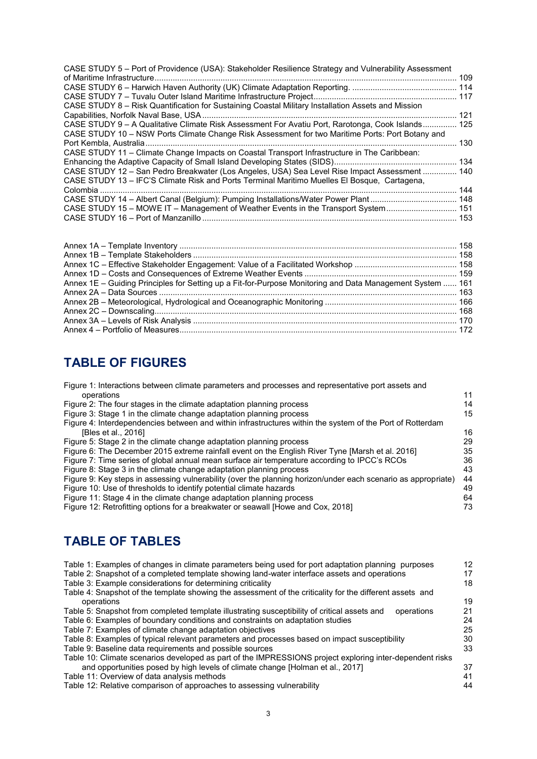CASE STUDY 5 – Port of Providence (USA): Stakeholder Resilience Strategy and Vulnerability Assessment of Maritime Infrastructure ........ 109
CASE STUDY 6 – Harwich Haven Authority (UK) Climate Adaptation Reporting. ........ 114
CASE STUDY 7 – Tuvalu Outer Island Maritime Infrastructure Project ........ 117
CASE STUDY 8 – Risk Quantification for Sustaining Coastal Military Installation Assets and Mission Capabilities, Norfolk Naval Base, USA ........ 121
CASE STUDY 9 – A Qualitative Climate Risk Assessment For Avatiu Port, Rarotonga, Cook Islands ........ 125
CASE STUDY 10 – NSW Ports Climate Change Risk Assessment for two Maritime Ports: Port Botany and Port Kembla, Australia ........ 130
CASE STUDY 11 – Climate Change Impacts on Coastal Transport Infrastructure in The Caribbean: Enhancing the Adaptive Capacity of Small Island Developing States (SIDS) ........ 134
CASE STUDY 12 – San Pedro Breakwater (Los Angeles, USA) Sea Level Rise Impact Assessment ........ 140
CASE STUDY 13 – IFC'S Climate Risk and Ports Terminal Maritimo Muelles El Bosque, Cartagena, Colombia ........ 144
CASE STUDY 14 – Albert Canal (Belgium): Pumping Installations/Water Power Plant ........ 148
CASE STUDY 15 – MOWE IT – Management of Weather Events in the Transport System ........ 151
CASE STUDY 16 – Port of Manzanillo ........ 153

Annex 1A – Template Inventory ........ 158
Annex 1B – Template Stakeholders ........ 158
Annex 1C – Effective Stakeholder Engagement: Value of a Facilitated Workshop ........ 158
Annex 1D – Costs and Consequences of Extreme Weather Events ........ 159
Annex 1E – Guiding Principles for Setting up a Fit-for-Purpose Monitoring and Data Management System ........ 161
Annex 2A – Data Sources ........ 163
Annex 2B – Meteorological, Hydrological and Oceanographic Monitoring ........ 166
Annex 2C – Downscaling ........ 168
Annex 3A – Levels of Risk Analysis ........ 170
Annex 4 – Portfolio of Measures ........ 172

## TABLE OF FIGURES

Figure 1: Interactions between climate parameters and processes and representative port assets and operations 11
Figure 2: The four stages in the climate adaptation planning process 14
Figure 3: Stage 1 in the climate change adaptation planning process 15
Figure 4: Interdependencies between and within infrastructures within the system of the Port of Rotterdam [Bles et al., 2016] 16
Figure 5: Stage 2 in the climate change adaptation planning process 29
Figure 6: The December 2015 extreme rainfall event on the English River Tyne [Marsh et al. 2016] 35
Figure 7: Time series of global annual mean surface air temperature according to IPCC's RCOs 36
Figure 8: Stage 3 in the climate change adaptation planning process 43
Figure 9: Key steps in assessing vulnerability (over the planning horizon/under each scenario as appropriate) 44
Figure 10: Use of thresholds to identify potential climate hazards 49
Figure 11: Stage 4 in the climate change adaptation planning process 64
Figure 12: Retrofitting options for a breakwater or seawall [Howe and Cox, 2018] 73

## TABLE OF TABLES

Table 1: Examples of changes in climate parameters being used for port adaptation planning purposes 12
Table 2: Snapshot of a completed template showing land-water interface assets and operations 17
Table 3: Example considerations for determining criticality 18
Table 4: Snapshot of the template showing the assessment of the criticality for the different assets and operations 19
Table 5: Snapshot from completed template illustrating susceptibility of critical assets and operations 21
Table 6: Examples of boundary conditions and constraints on adaptation studies 24
Table 7: Examples of climate change adaptation objectives 25
Table 8: Examples of typical relevant parameters and processes based on impact susceptibility 30
Table 9: Baseline data requirements and possible sources 33
Table 10: Climate scenarios developed as part of the IMPRESSIONS project exploring inter-dependent risks and opportunities posed by high levels of climate change [Holman et al., 2017] 37
Table 11: Overview of data analysis methods 41
Table 12: Relative comparison of approaches to assessing vulnerability 44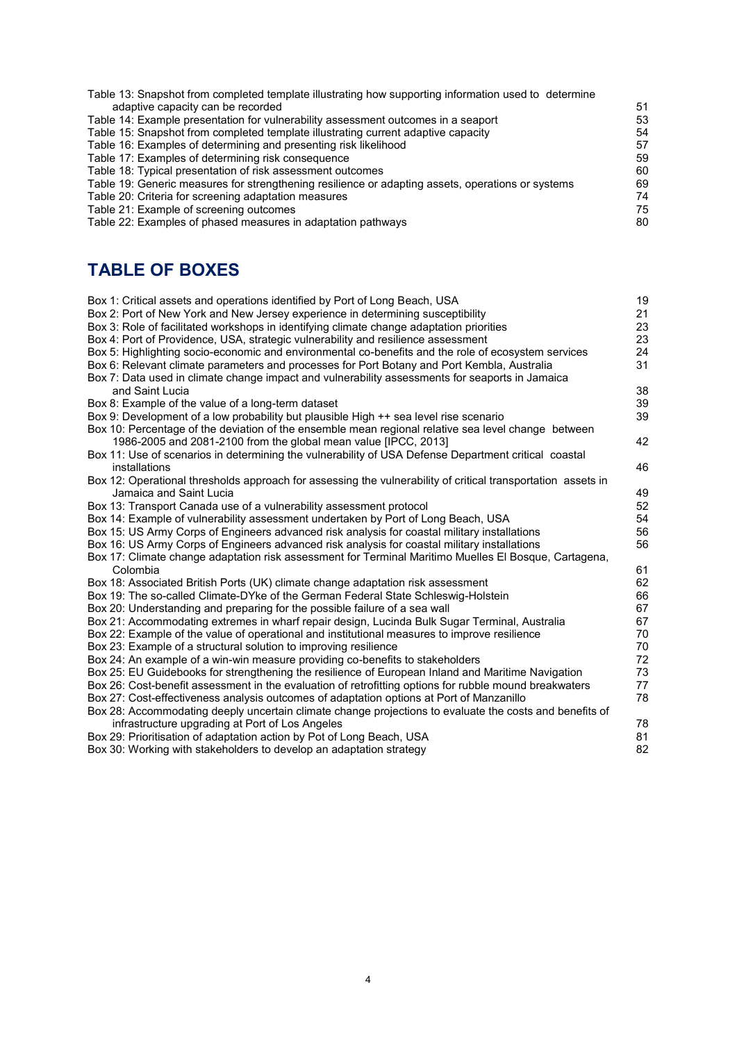Table 13: Snapshot from completed template illustrating how supporting information used to determine adaptive capacity can be recorded 51
Table 14: Example presentation for vulnerability assessment outcomes in a seaport 53
Table 15: Snapshot from completed template illustrating current adaptive capacity 54
Table 16: Examples of determining and presenting risk likelihood 57
Table 17: Examples of determining risk consequence 59
Table 18: Typical presentation of risk assessment outcomes 60
Table 19: Generic measures for strengthening resilience or adapting assets, operations or systems 69
Table 20: Criteria for screening adaptation measures 74
Table 21: Example of screening outcomes 75
Table 22: Examples of phased measures in adaptation pathways 80

# TABLE OF BOXES

Box 1: Critical assets and operations identified by Port of Long Beach, USA 19
Box 2: Port of New York and New Jersey experience in determining susceptibility 21
Box 3: Role of facilitated workshops in identifying climate change adaptation priorities 23
Box 4: Port of Providence, USA, strategic vulnerability and resilience assessment 23
Box 5: Highlighting socio-economic and environmental co-benefits and the role of ecosystem services 24
Box 6: Relevant climate parameters and processes for Port Botany and Port Kembla, Australia 31
Box 7: Data used in climate change impact and vulnerability assessments for seaports in Jamaica and Saint Lucia 38
Box 8: Example of the value of a long-term dataset 39
Box 9: Development of a low probability but plausible High ++ sea level rise scenario 39
Box 10: Percentage of the deviation of the ensemble mean regional relative sea level change between 1986-2005 and 2081-2100 from the global mean value [IPCC, 2013] 42
Box 11: Use of scenarios in determining the vulnerability of USA Defense Department critical coastal installations 46
Box 12: Operational thresholds approach for assessing the vulnerability of critical transportation assets in Jamaica and Saint Lucia 49
Box 13: Transport Canada use of a vulnerability assessment protocol 52
Box 14: Example of vulnerability assessment undertaken by Port of Long Beach, USA 54
Box 15: US Army Corps of Engineers advanced risk analysis for coastal military installations 56
Box 16: US Army Corps of Engineers advanced risk analysis for coastal military installations 56
Box 17: Climate change adaptation risk assessment for Terminal Maritimo Muelles El Bosque, Cartagena, Colombia 61
Box 18: Associated British Ports (UK) climate change adaptation risk assessment 62
Box 19: The so-called Climate-DYke of the German Federal State Schleswig-Holstein 66
Box 20: Understanding and preparing for the possible failure of a sea wall 67
Box 21: Accommodating extremes in wharf repair design, Lucinda Bulk Sugar Terminal, Australia 67
Box 22: Example of the value of operational and institutional measures to improve resilience 70
Box 23: Example of a structural solution to improving resilience 70
Box 24: An example of a win-win measure providing co-benefits to stakeholders 72
Box 25: EU Guidebooks for strengthening the resilience of European Inland and Maritime Navigation 73
Box 26: Cost-benefit assessment in the evaluation of retrofitting options for rubble mound breakwaters 77
Box 27: Cost-effectiveness analysis outcomes of adaptation options at Port of Manzanillo 78
Box 28: Accommodating deeply uncertain climate change projections to evaluate the costs and benefits of infrastructure upgrading at Port of Los Angeles 78
Box 29: Prioritisation of adaptation action by Pot of Long Beach, USA 81
Box 30: Working with stakeholders to develop an adaptation strategy 82